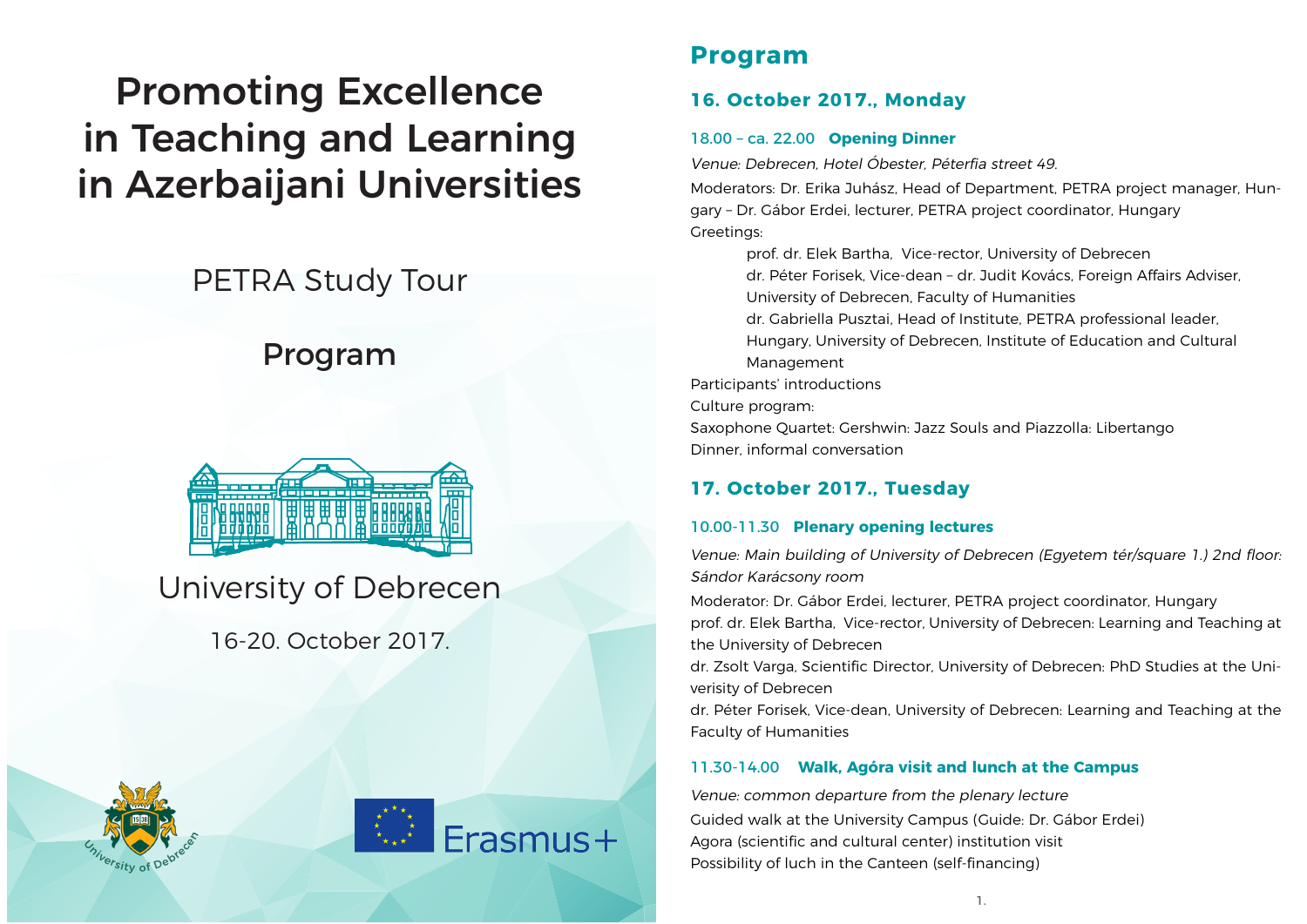# Promoting Excellence in Teaching and Learning in Azerbaijani Universities

PETRA Study Tour

Program

University of Debrecen

16-20. October 2017.

Erasmus+

## Program

### 16. October 2017., Monday

18.00 – ca. 22.00 **Opening Dinner**

*Venue: Debrecen, Hotel Óbester, Péterfia street 49.*

Moderators: Dr. Erika Juhász, Head of Department, PETRA project manager, Hungary – Dr. Gábor Erdei, lecturer, PETRA project coordinator, Hungary

Greetings:

prof. dr. Elek Bartha, Vice-rector, University of Debrecen

dr. Péter Forisek, Vice-dean – dr. Judit Kovács, Foreign Affairs Adviser, University of Debrecen, Faculty of Humanities

dr. Gabriella Pusztai, Head of Institute, PETRA professional leader, Hungary, University of Debrecen, Institute of Education and Cultural Management

Participants' introductions

Culture program:

Saxophone Quartet: Gershwin: Jazz Souls and Piazzolla: Libertango

Dinner, informal conversation

### 17. October 2017., Tuesday

10.00-11.30 **Plenary opening lectures**

*Venue: Main building of University of Debrecen (Egyetem tér/square 1.) 2nd floor: Sándor Karácsony room*

Moderator: Dr. Gábor Erdei, lecturer, PETRA project coordinator, Hungary

prof. dr. Elek Bartha, Vice-rector, University of Debrecen: Learning and Teaching at the University of Debrecen

dr. Zsolt Varga, Scientific Director, University of Debrecen: PhD Studies at the Universisity of Debrecen

dr. Péter Forisek, Vice-dean, University of Debrecen: Learning and Teaching at the Faculty of Humanities

11.30-14.00 **Walk, Agóra visit and lunch at the Campus**

*Venue: common departure from the plenary lecture*

Guided walk at the University Campus (Guide: Dr. Gábor Erdei)

Agora (scientific and cultural center) institution visit

Possibility of luch in the Canteen (self-financing)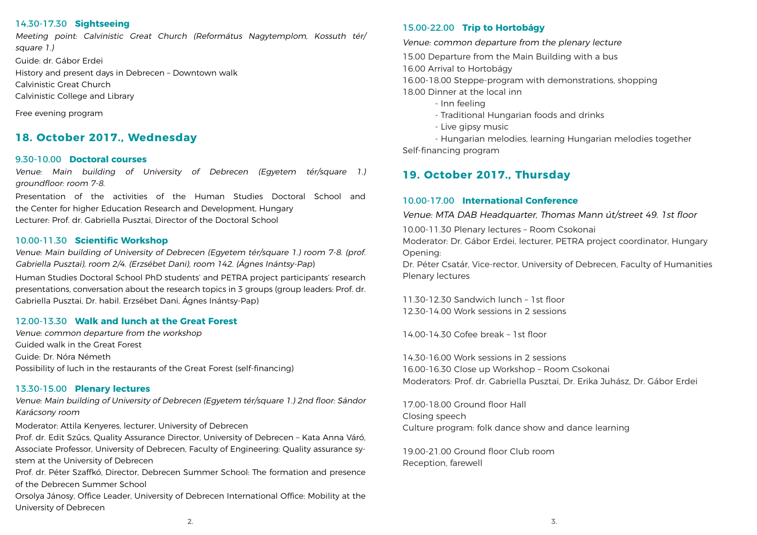**14.30-17.30 Sightseeing**

*Meeting point: Calvinistic Great Church (Református Nagytemplom, Kossuth tér/ square 1.)*

Guide: dr. Gábor Erdei

History and present days in Debrecen – Downtown walk

Calvinistic Great Church

Calvinistic College and Library

Free evening program

## 18. October 2017., Wednesday

**9.30-10.00 Doctoral courses**

*Venue: Main building of University of Debrecen (Egyetem tér/square 1.) groundfloor: room 7-8.*

Presentation of the activities of the Human Studies Doctoral School and the Center for higher Education Research and Development, Hungary

Lecturer: Prof. dr. Gabriella Pusztai, Director of the Doctoral School

**10.00-11.30 Scientific Workshop**

*Venue: Main building of University of Debrecen (Egyetem tér/square 1.) room 7-8. (prof. Gabriella Pusztai), room 2/4. (Erzsébet Dani), room 142. (Ágnes Inántsy-Pap)*

Human Studies Doctoral School PhD students' and PETRA project participants' research presentations, conversation about the research topics in 3 groups (group leaders: Prof. dr. Gabriella Pusztai, Dr. habil. Erzsébet Dani, Ágnes Inántsy-Pap)

**12.00-13.30 Walk and lunch at the Great Forest**

*Venue: common departure from the workshop*

Guided walk in the Great Forest

Guide: Dr. Nóra Németh

Possibility of luch in the restaurants of the Great Forest (self-financing)

**13.30-15.00 Plenary lectures**

*Venue: Main building of University of Debrecen (Egyetem tér/square 1.) 2nd floor: Sándor Karácsony room*

Moderator: Attila Kenyeres, lecturer, University of Debrecen

Prof. dr. Edit Szűcs, Quality Assurance Director, University of Debrecen – Kata Anna Váró, Associate Professor, University of Debrecen, Faculty of Engineering: Quality assurance system at the University of Debrecen

Prof. dr. Péter Szaffkó, Director, Debrecen Summer School: The formation and presence of the Debrecen Summer School

Orsolya Jánosy, Office Leader, University of Debrecen International Office: Mobility at the University of Debrecen

**15.00-22.00 Trip to Hortobágy**

*Venue: common departure from the plenary lecture*

15.00 Departure from the Main Building with a bus

16.00 Arrival to Hortobágy

16.00-18.00 Steppe-program with demonstrations, shopping

18.00 Dinner at the local inn

- Inn feeling
- Traditional Hungarian foods and drinks
- Live gipsy music
- Hungarian melodies, learning Hungarian melodies together

Self-financing program

## 19. October 2017., Thursday

**10.00-17.00 International Conference**

*Venue: MTA DAB Headquarter, Thomas Mann út/street 49. 1st floor*

10.00-11.30 Plenary lectures – Room Csokonai

Moderator: Dr. Gábor Erdei, lecturer, PETRA project coordinator, Hungary

Opening:

Dr. Péter Csatár, Vice-rector, University of Debrecen, Faculty of Humanities

Plenary lectures

11.30-12.30 Sandwich lunch – 1st floor

12.30-14.00 Work sessions in 2 sessions

14.00-14.30 Cofee break – 1st floor

14.30-16.00 Work sessions in 2 sessions

16.00-16.30 Close up Workshop – Room Csokonai

Moderators: Prof. dr. Gabriella Pusztai, Dr. Erika Juhász, Dr. Gábor Erdei

17.00-18.00 Ground floor Hall

Closing speech

Culture program: folk dance show and dance learning

19.00-21.00 Ground floor Club room

Reception, farewell